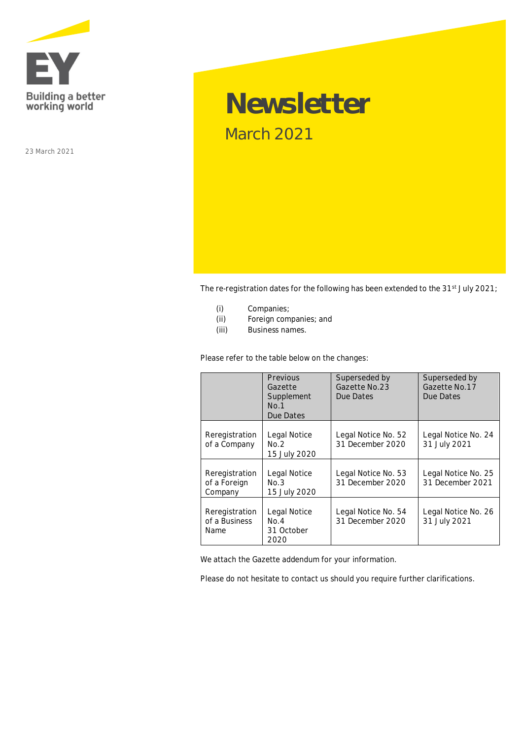EY

Building a better working world

23 March 2021

# Newsletter

## March 2021

The re-registration dates for the following has been extended to the 31st July 2021;

(i) Companies;
(ii) Foreign companies; and
(iii) Business names.

Please refer to the table below on the changes:

| | Previous Gazette Supplement No.1 Due Dates | Superseded by Gazette No.23 Due Dates | Superseded by Gazette No.17 Due Dates |
|---|---|---|---|
| Reregistration of a Company | Legal Notice No.2 15 July 2020 | Legal Notice No. 52 31 December 2020 | Legal Notice No. 24 31 July 2021 |
| Reregistration of a Foreign Company | Legal Notice No.3 15 July 2020 | Legal Notice No. 53 31 December 2020 | Legal Notice No. 25 31 December 2021 |
| Reregistration of a Business Name | Legal Notice No.4 31 October 2020 | Legal Notice No. 54 31 December 2020 | Legal Notice No. 26 31 July 2021 |

We attach the Gazette addendum for your information.

Please do not hesitate to contact us should you require further clarifications.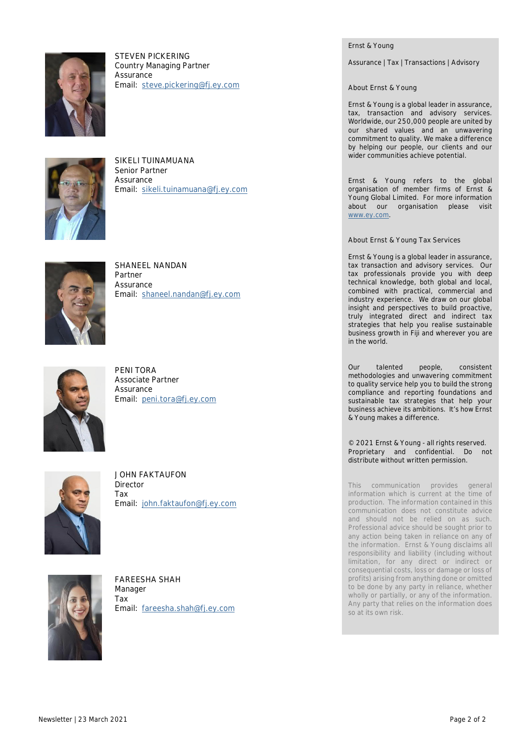STEVEN PICKERING
Country Managing Partner
Assurance
Email: steve.pickering@fj.ey.com

SIKELI TUINAMUANA
Senior Partner
Assurance
Email: sikeli.tuinamuana@fj.ey.com

SHANEEL NANDAN
Partner
Assurance
Email: shaneel.nandan@fj.ey.com

PENI TORA
Associate Partner
Assurance
Email: peni.tora@fj.ey.com

JOHN FAKTAUFON
Director
Tax
Email: john.faktaufon@fj.ey.com

FAREESHA SHAH
Manager
Tax
Email: fareesha.shah@fj.ey.com

Ernst & Young

Assurance | Tax | Transactions | Advisory

## About Ernst & Young

Ernst & Young is a global leader in assurance, tax, transaction and advisory services. Worldwide, our 250,000 people are united by our shared values and an unwavering commitment to quality. We make a difference by helping our people, our clients and our wider communities achieve potential.

Ernst & Young refers to the global organisation of member firms of Ernst & Young Global Limited. For more information about our organisation please visit www.ey.com.

## About Ernst & Young Tax Services

Ernst & Young is a global leader in assurance, tax transaction and advisory services. Our tax professionals provide you with deep technical knowledge, both global and local, combined with practical, commercial and industry experience. We draw on our global insight and perspectives to build proactive, truly integrated direct and indirect tax strategies that help you realise sustainable business growth in Fiji and wherever you are in the world.

Our talented people, consistent methodologies and unwavering commitment to quality service help you to build the strong compliance and reporting foundations and sustainable tax strategies that help your business achieve its ambitions. It's how Ernst & Young makes a difference.

© 2021 Ernst & Young - all rights reserved. Proprietary and confidential. Do not distribute without written permission.

This communication provides general information which is current at the time of production. The information contained in this communication does not constitute advice and should not be relied on as such. Professional advice should be sought prior to any action being taken in reliance on any of the information. Ernst & Young disclaims all responsibility and liability (including without limitation, for any direct or indirect or consequential costs, loss or damage or loss of profits) arising from anything done or omitted to be done by any party in reliance, whether wholly or partially, or any of the information. Any party that relies on the information does so at its own risk.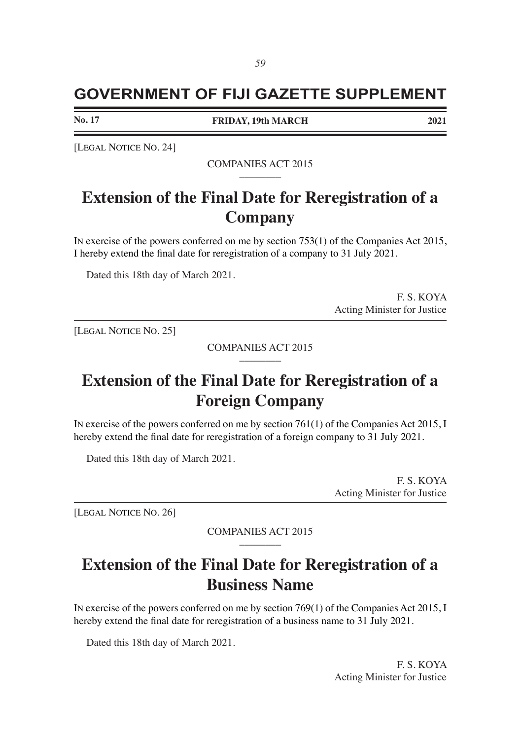# GOVERNMENT OF FIJI GAZETTE SUPPLEMENT

**No. 17** **FRIDAY, 19th MARCH** **2021**

[LEGAL NOTICE NO. 24]

COMPANIES ACT 2015

## Extension of the Final Date for Reregistration of a Company

IN exercise of the powers conferred on me by section 753(1) of the Companies Act 2015, I hereby extend the final date for reregistration of a company to 31 July 2021.

Dated this 18th day of March 2021.

F. S. KOYA
Acting Minister for Justice

---

[LEGAL NOTICE NO. 25]

COMPANIES ACT 2015

## Extension of the Final Date for Reregistration of a Foreign Company

IN exercise of the powers conferred on me by section 761(1) of the Companies Act 2015, I hereby extend the final date for reregistration of a foreign company to 31 July 2021.

Dated this 18th day of March 2021.

F. S. KOYA
Acting Minister for Justice

---

[LEGAL NOTICE NO. 26]

COMPANIES ACT 2015

## Extension of the Final Date for Reregistration of a Business Name

IN exercise of the powers conferred on me by section 769(1) of the Companies Act 2015, I hereby extend the final date for reregistration of a business name to 31 July 2021.

Dated this 18th day of March 2021.

F. S. KOYA
Acting Minister for Justice